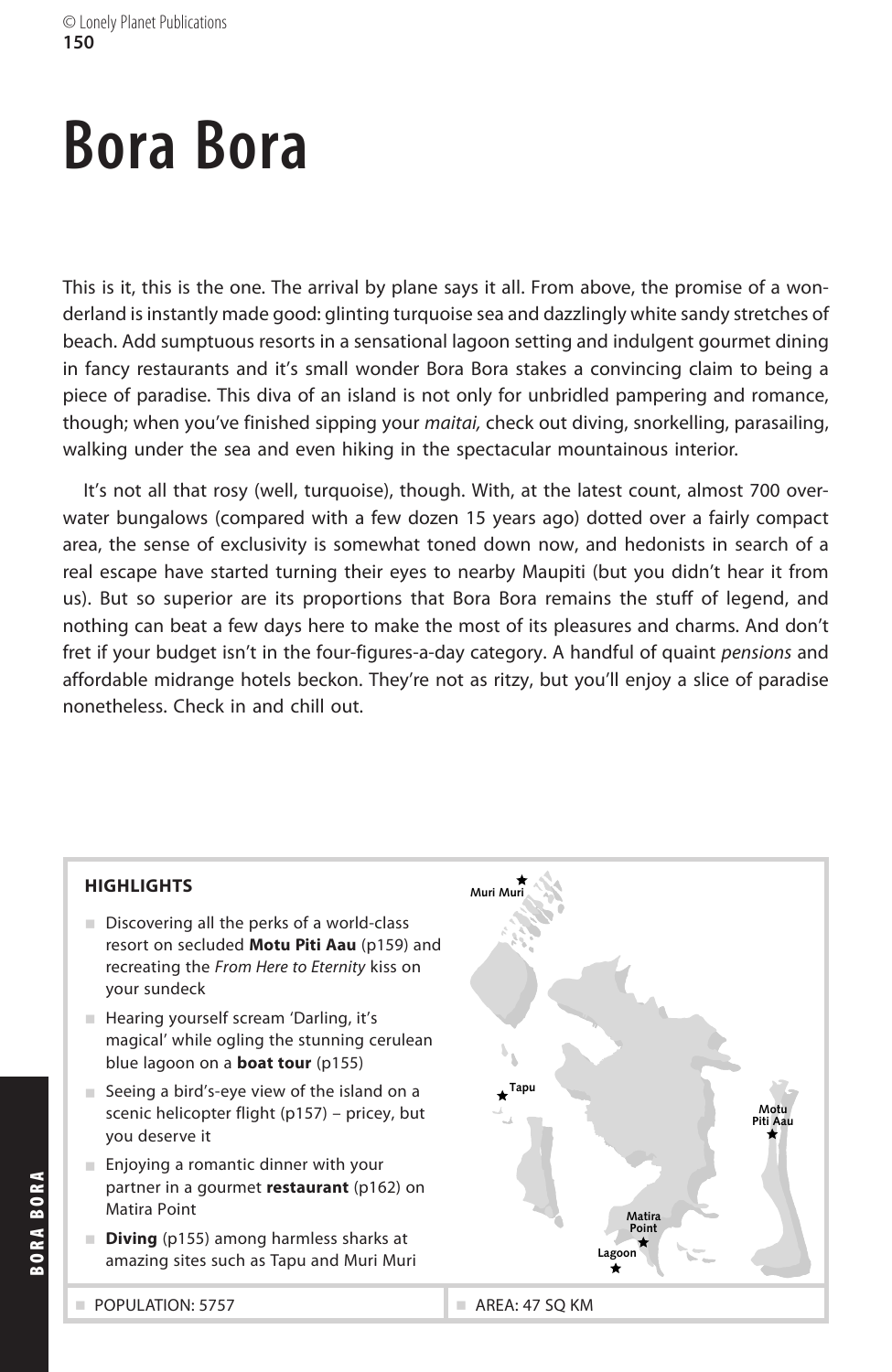# Bora Bora

This is it, this is the one. The arrival by plane says it all. From above, the promise of a wonderland is instantly made good: glinting turquoise sea and dazzlingly white sandy stretches of beach. Add sumptuous resorts in a sensational lagoon setting and indulgent gourmet dining in fancy restaurants and it's small wonder Bora Bora stakes a convincing claim to being a piece of paradise. This diva of an island is not only for unbridled pampering and romance, though; when you've finished sipping your *maitai,* check out diving, snorkelling, parasailing, walking under the sea and even hiking in the spectacular mountainous interior.

It's not all that rosy (well, turquoise), though. With, at the latest count, almost 700 overwater bungalows (compared with a few dozen 15 years ago) dotted over a fairly compact area, the sense of exclusivity is somewhat toned down now, and hedonists in search of a real escape have started turning their eyes to nearby Maupiti (but you didn't hear it from us). But so superior are its proportions that Bora Bora remains the stuff of legend, and nothing can beat a few days here to make the most of its pleasures and charms. And don't fret if your budget isn't in the four-figures-a-day category. A handful of quaint *pensions* and affordable midrange hotels beckon. They're not as ritzy, but you'll enjoy a slice of paradise nonetheless. Check in and chill out.

### HIGHLIGHTS

- Discovering all the perks of a world-class resort on secluded **Motu Piti Aau** (p159) and recreating the *From Here to Eternity* kiss on your sundeck
- Hearing yourself scream 'Darling, it's magical' while ogling the stunning cerulean blue lagoon on a **boat tour** (p155)
- Seeing a bird's-eye view of the island on a scenic helicopter flight (p157) – pricey, but you deserve it
- Enjoying a romantic dinner with your partner in a gourmet **restaurant** (p162) on Matira Point
- **Diving** (p155) among harmless sharks at amazing sites such as Tapu and Muri Muri

Muri Muri

Tapu

Motu Piti Aau

Matira Point

Lagoon

- POPULATION: 5757
- AREA: 47 SQ KM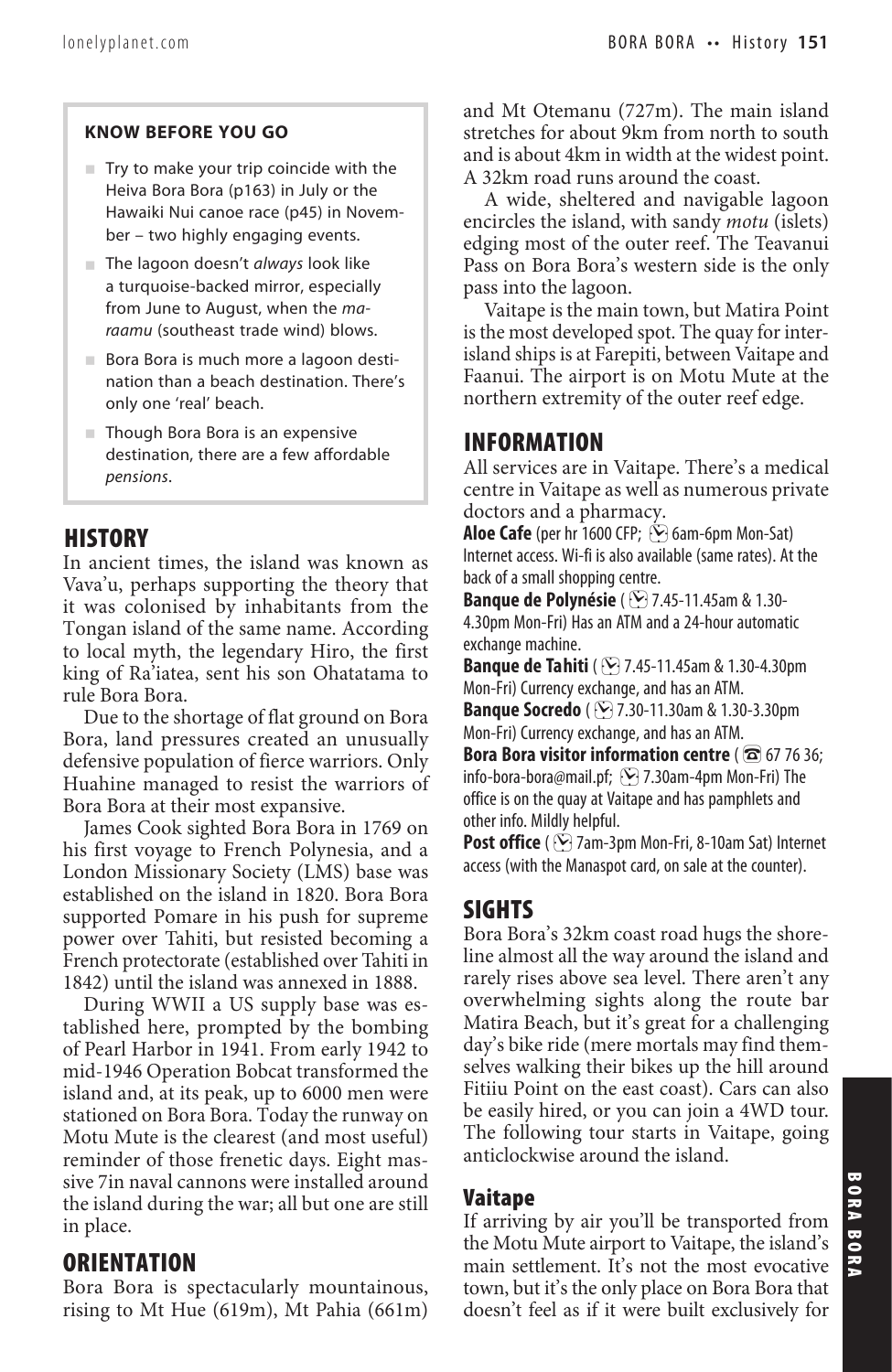**KNOW BEFORE YOU GO**

- Try to make your trip coincide with the Heiva Bora Bora (p163) in July or the Hawaiki Nui canoe race (p45) in November – two highly engaging events.
- The lagoon doesn't *always* look like a turquoise-backed mirror, especially from June to August, when the *maraamu* (southeast trade wind) blows.
- Bora Bora is much more a lagoon destination than a beach destination. There's only one 'real' beach.
- Though Bora Bora is an expensive destination, there are a few affordable *pensions*.

## HISTORY

In ancient times, the island was known as Vava'u, perhaps supporting the theory that it was colonised by inhabitants from the Tongan island of the same name. According to local myth, the legendary Hiro, the first king of Ra'iatea, sent his son Ohatatama to rule Bora Bora.

Due to the shortage of flat ground on Bora Bora, land pressures created an unusually defensive population of fierce warriors. Only Huahine managed to resist the warriors of Bora Bora at their most expansive.

James Cook sighted Bora Bora in 1769 on his first voyage to French Polynesia, and a London Missionary Society (LMS) base was established on the island in 1820. Bora Bora supported Pomare in his push for supreme power over Tahiti, but resisted becoming a French protectorate (established over Tahiti in 1842) until the island was annexed in 1888.

During WWII a US supply base was established here, prompted by the bombing of Pearl Harbor in 1941. From early 1942 to mid-1946 Operation Bobcat transformed the island and, at its peak, up to 6000 men were stationed on Bora Bora. Today the runway on Motu Mute is the clearest (and most useful) reminder of those frenetic days. Eight massive 7in naval cannons were installed around the island during the war; all but one are still in place.

## ORIENTATION

Bora Bora is spectacularly mountainous, rising to Mt Hue (619m), Mt Pahia (661m) and Mt Otemanu (727m). The main island stretches for about 9km from north to south and is about 4km in width at the widest point. A 32km road runs around the coast.

A wide, sheltered and navigable lagoon encircles the island, with sandy *motu* (islets) edging most of the outer reef. The Teavanui Pass on Bora Bora's western side is the only pass into the lagoon.

Vaitape is the main town, but Matira Point is the most developed spot. The quay for inter-island ships is at Farepiti, between Vaitape and Faanui. The airport is on Motu Mute at the northern extremity of the outer reef edge.

## INFORMATION

All services are in Vaitape. There's a medical centre in Vaitape as well as numerous private doctors and a pharmacy.

**Aloe Cafe** (per hr 1600 CFP; 6am-6pm Mon-Sat) Internet access. Wi-fi is also available (same rates). At the back of a small shopping centre.

**Banque de Polynésie** (7.45-11.45am & 1.30-4.30pm Mon-Fri) Has an ATM and a 24-hour automatic exchange machine.

**Banque de Tahiti** (7.45-11.45am & 1.30-4.30pm Mon-Fri) Currency exchange, and has an ATM.

**Banque Socredo** (7.30-11.30am & 1.30-3.30pm Mon-Fri) Currency exchange, and has an ATM.

**Bora Bora visitor information centre** (67 76 36; info-bora-bora@mail.pf; 7.30am-4pm Mon-Fri) The office is on the quay at Vaitape and has pamphlets and other info. Mildly helpful.

**Post office** (7am-3pm Mon-Fri, 8-10am Sat) Internet access (with the Manaspot card, on sale at the counter).

## SIGHTS

Bora Bora's 32km coast road hugs the shoreline almost all the way around the island and rarely rises above sea level. There aren't any overwhelming sights along the route bar Matira Beach, but it's great for a challenging day's bike ride (mere mortals may find themselves walking their bikes up the hill around Fitiiu Point on the east coast). Cars can also be easily hired, or you can join a 4WD tour. The following tour starts in Vaitape, going anticlockwise around the island.

### Vaitape

If arriving by air you'll be transported from the Motu Mute airport to Vaitape, the island's main settlement. It's not the most evocative town, but it's the only place on Bora Bora that doesn't feel as if it were built exclusively for